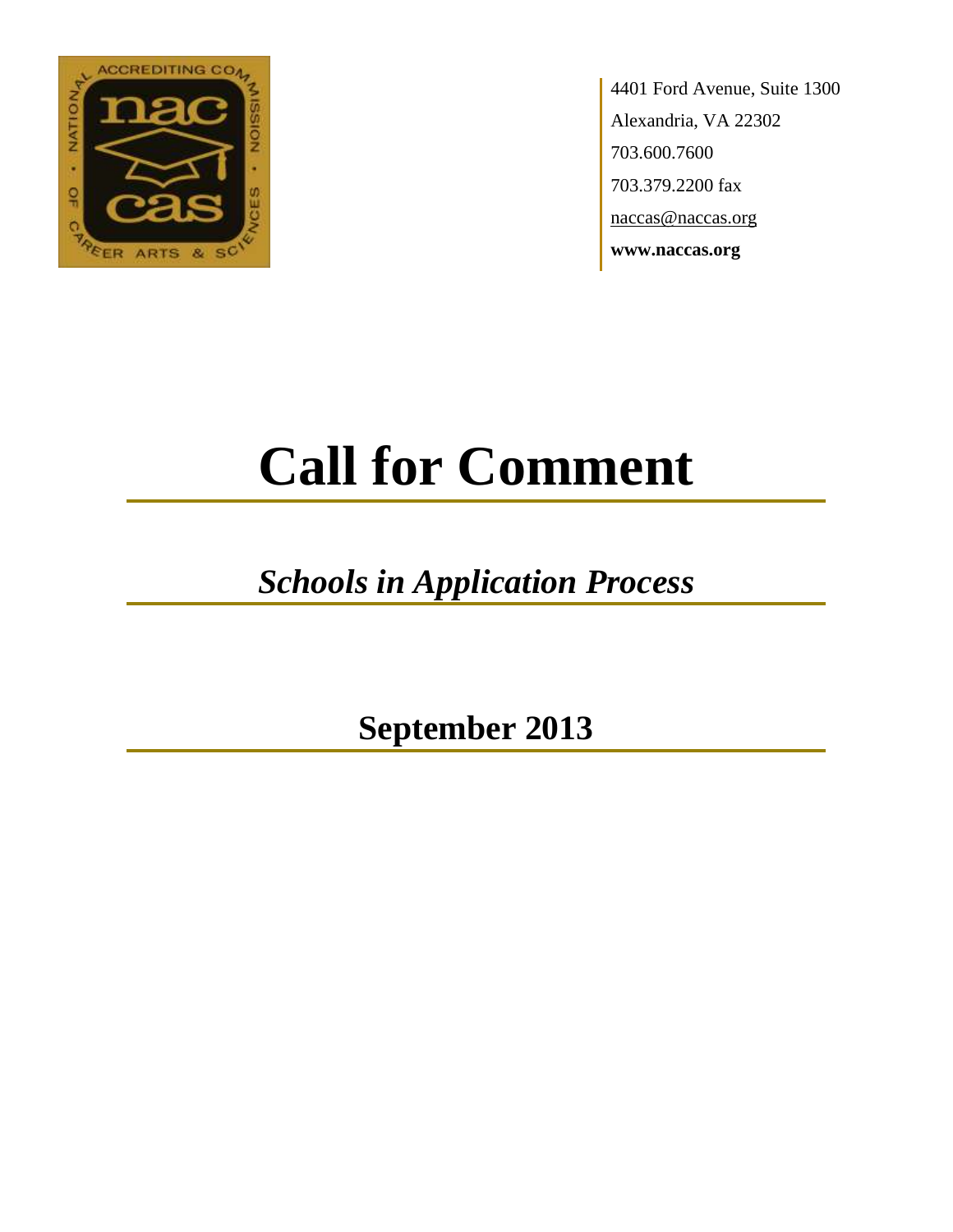4401 Ford Avenue, Suite 1300
Alexandria, VA 22302
703.600.7600
703.379.2200 fax
naccas@naccas.org
**www.naccas.org**

# Call for Comment

## *Schools in Application Process*

## September 2013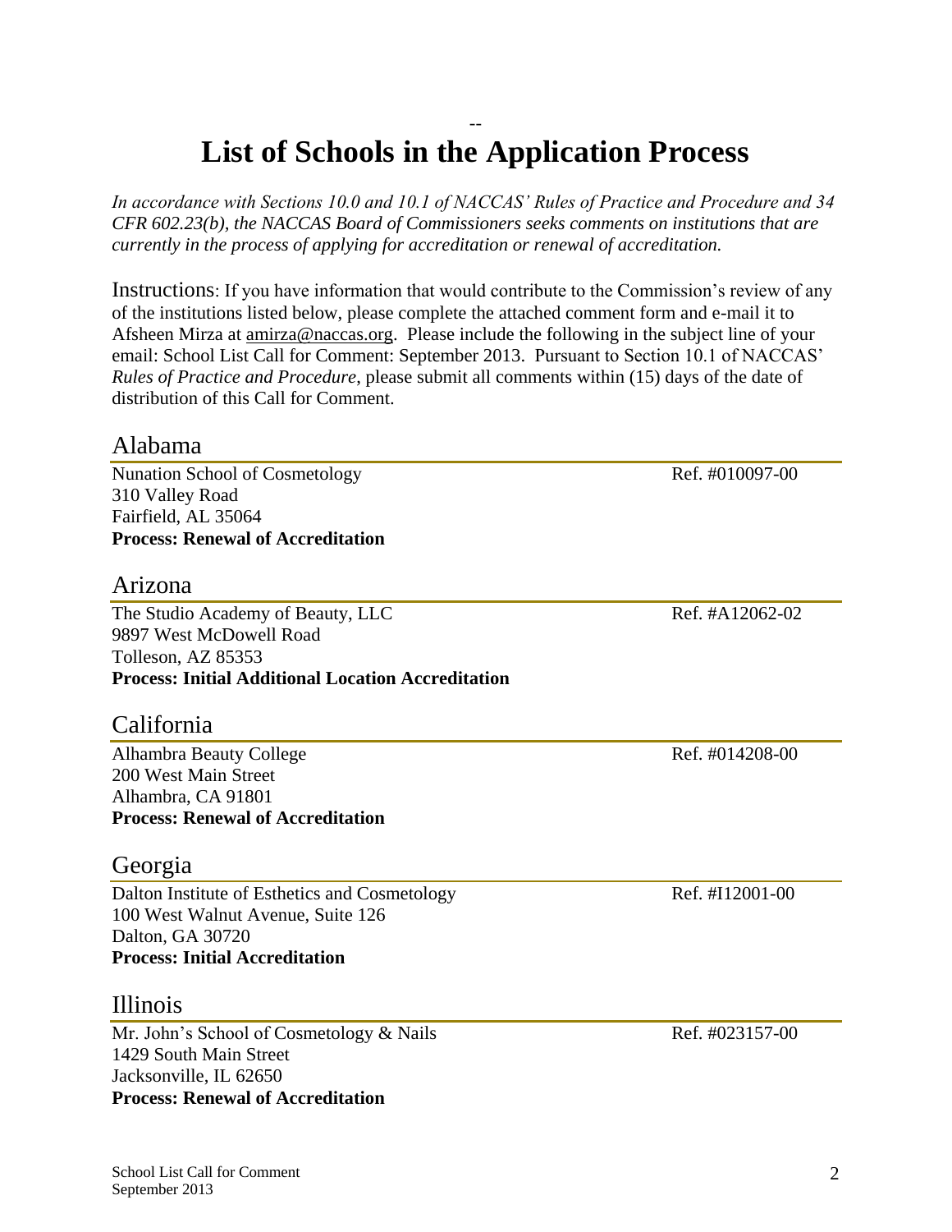# List of Schools in the Application Process

*In accordance with Sections 10.0 and 10.1 of NACCAS' Rules of Practice and Procedure and 34 CFR 602.23(b), the NACCAS Board of Commissioners seeks comments on institutions that are currently in the process of applying for accreditation or renewal of accreditation.*

Instructions: If you have information that would contribute to the Commission's review of any of the institutions listed below, please complete the attached comment form and e-mail it to Afsheen Mirza at amirza@naccas.org. Please include the following in the subject line of your email: School List Call for Comment: September 2013. Pursuant to Section 10.1 of NACCAS' *Rules of Practice and Procedure*, please submit all comments within (15) days of the date of distribution of this Call for Comment.

## Alabama

Nunation School of Cosmetology — Ref. #010097-00
310 Valley Road
Fairfield, AL 35064
**Process: Renewal of Accreditation**

## Arizona

The Studio Academy of Beauty, LLC — Ref. #A12062-02
9897 West McDowell Road
Tolleson, AZ 85353
**Process: Initial Additional Location Accreditation**

## California

Alhambra Beauty College — Ref. #014208-00
200 West Main Street
Alhambra, CA 91801
**Process: Renewal of Accreditation**

## Georgia

Dalton Institute of Esthetics and Cosmetology — Ref. #I12001-00
100 West Walnut Avenue, Suite 126
Dalton, GA 30720
**Process: Initial Accreditation**

## Illinois

Mr. John's School of Cosmetology & Nails — Ref. #023157-00
1429 South Main Street
Jacksonville, IL 62650
**Process: Renewal of Accreditation**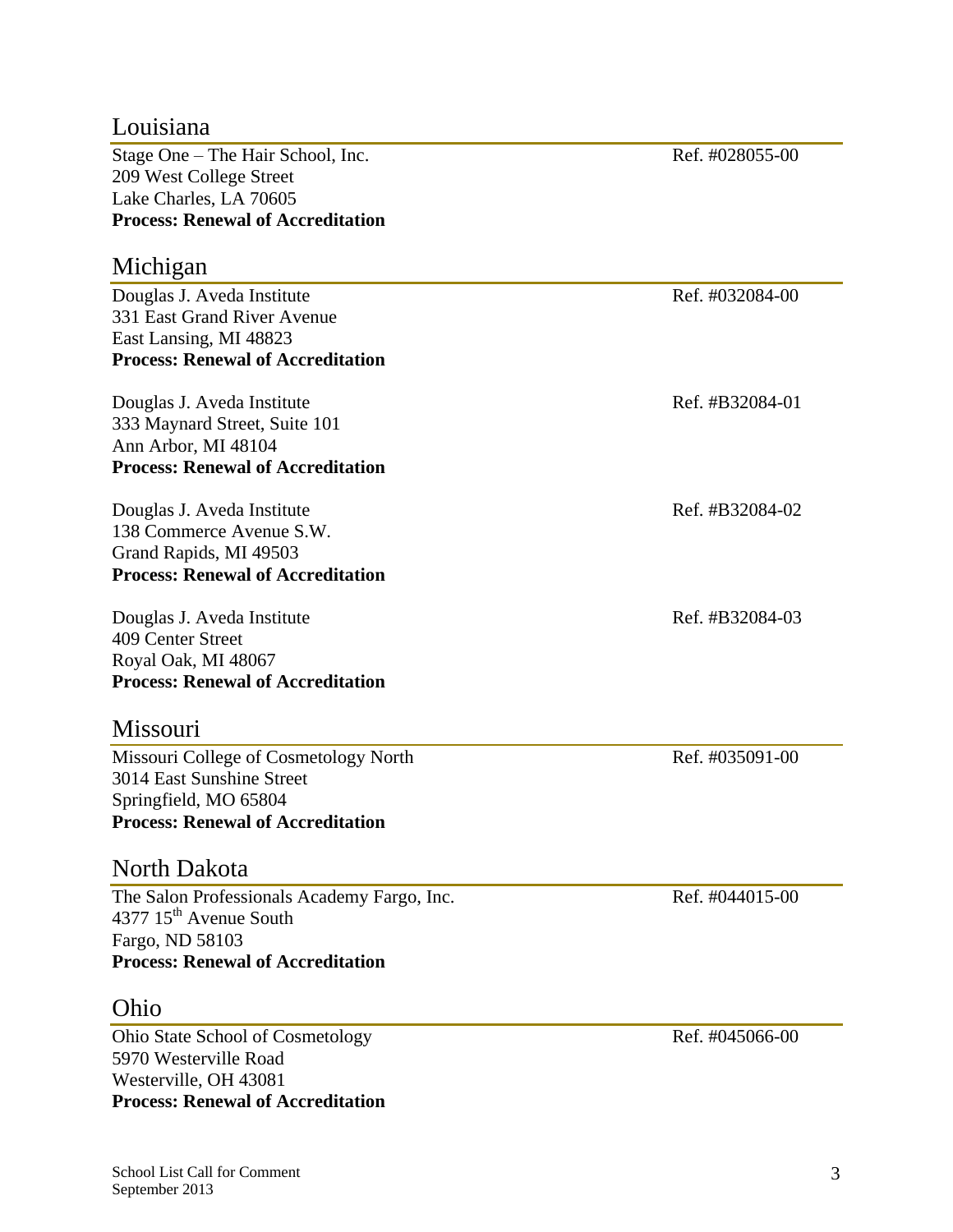## Louisiana

Stage One – The Hair School, Inc. Ref. #028055-00
209 West College Street
Lake Charles, LA 70605
**Process: Renewal of Accreditation**

## Michigan

Douglas J. Aveda Institute Ref. #032084-00
331 East Grand River Avenue
East Lansing, MI 48823
**Process: Renewal of Accreditation**

Douglas J. Aveda Institute Ref. #B32084-01
333 Maynard Street, Suite 101
Ann Arbor, MI 48104
**Process: Renewal of Accreditation**

Douglas J. Aveda Institute Ref. #B32084-02
138 Commerce Avenue S.W.
Grand Rapids, MI 49503
**Process: Renewal of Accreditation**

Douglas J. Aveda Institute Ref. #B32084-03
409 Center Street
Royal Oak, MI 48067
**Process: Renewal of Accreditation**

## Missouri

Missouri College of Cosmetology North Ref. #035091-00
3014 East Sunshine Street
Springfield, MO 65804
**Process: Renewal of Accreditation**

## North Dakota

The Salon Professionals Academy Fargo, Inc. Ref. #044015-00
4377 15th Avenue South
Fargo, ND 58103
**Process: Renewal of Accreditation**

## Ohio

Ohio State School of Cosmetology Ref. #045066-00
5970 Westerville Road
Westerville, OH 43081
**Process: Renewal of Accreditation**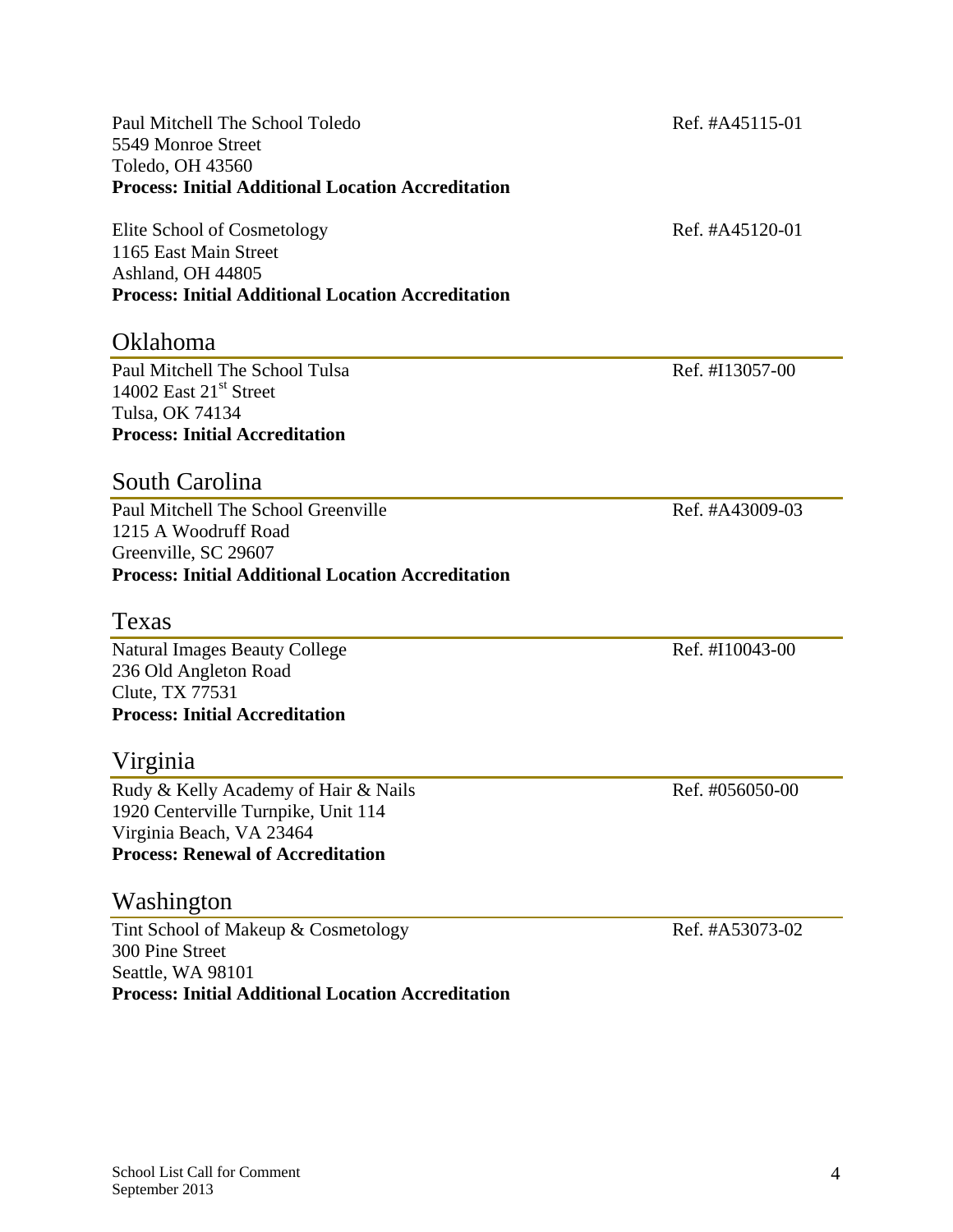Paul Mitchell The School Toledo  Ref. #A45115-01
5549 Monroe Street
Toledo, OH 43560
**Process: Initial Additional Location Accreditation**

Elite School of Cosmetology  Ref. #A45120-01
1165 East Main Street
Ashland, OH 44805
**Process: Initial Additional Location Accreditation**

## Oklahoma

Paul Mitchell The School Tulsa  Ref. #I13057-00
14002 East 21st Street
Tulsa, OK 74134
**Process: Initial Accreditation**

## South Carolina

Paul Mitchell The School Greenville  Ref. #A43009-03
1215 A Woodruff Road
Greenville, SC 29607
**Process: Initial Additional Location Accreditation**

## Texas

Natural Images Beauty College  Ref. #I10043-00
236 Old Angleton Road
Clute, TX 77531
**Process: Initial Accreditation**

## Virginia

Rudy & Kelly Academy of Hair & Nails  Ref. #056050-00
1920 Centerville Turnpike, Unit 114
Virginia Beach, VA 23464
**Process: Renewal of Accreditation**

## Washington

Tint School of Makeup & Cosmetology  Ref. #A53073-02
300 Pine Street
Seattle, WA 98101
**Process: Initial Additional Location Accreditation**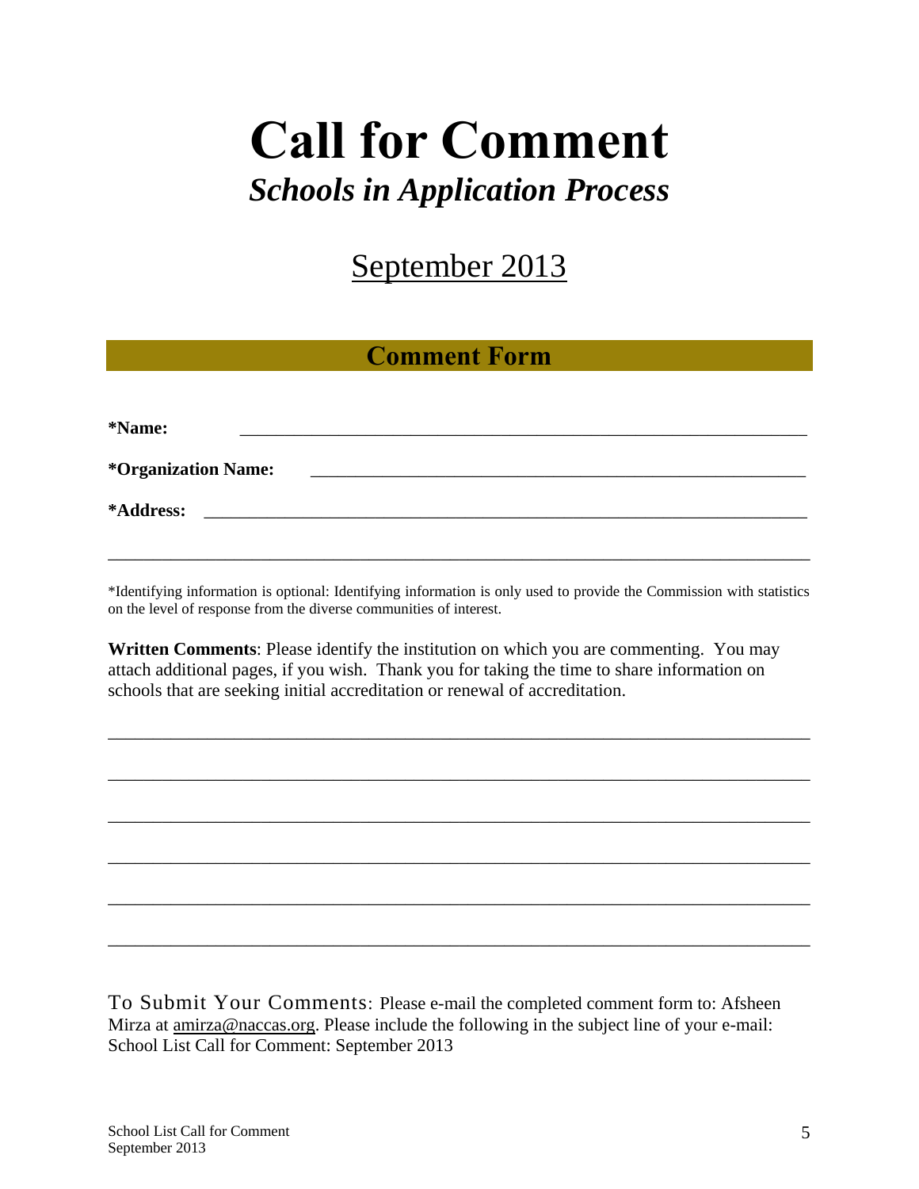# Call for Comment

## *Schools in Application Process*

September 2013

## Comment Form

**\*Name:** ___________________________________________________________________

**\*Organization Name:** ______________________________________________________

**\*Address:** ________________________________________________________________

_______________________________________________________________________________

\*Identifying information is optional: Identifying information is only used to provide the Commission with statistics on the level of response from the diverse communities of interest.

**Written Comments**: Please identify the institution on which you are commenting. You may attach additional pages, if you wish. Thank you for taking the time to share information on schools that are seeking initial accreditation or renewal of accreditation.

_______________________________________________________________________________

_______________________________________________________________________________

_______________________________________________________________________________

_______________________________________________________________________________

_______________________________________________________________________________

_______________________________________________________________________________

To Submit Your Comments: Please e-mail the completed comment form to: Afsheen Mirza at amirza@naccas.org. Please include the following in the subject line of your e-mail: School List Call for Comment: September 2013